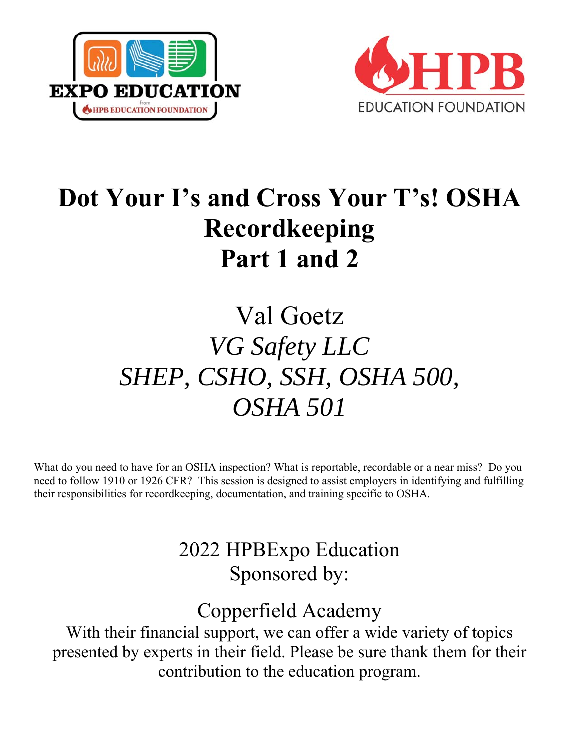# Dot Your I's and Cross Your T's! OSHA Recordkeeping Part 1 and 2

Val Goetz

*VG Safety LLC*

*SHEP, CSHO, SSH, OSHA 500, OSHA 501*

What do you need to have for an OSHA inspection? What is reportable, recordable or a near miss? Do you need to follow 1910 or 1926 CFR? This session is designed to assist employers in identifying and fulfilling their responsibilities for recordkeeping, documentation, and training specific to OSHA.

2022 HPBExpo Education
Sponsored by:

Copperfield Academy

With their financial support, we can offer a wide variety of topics presented by experts in their field. Please be sure thank them for their contribution to the education program.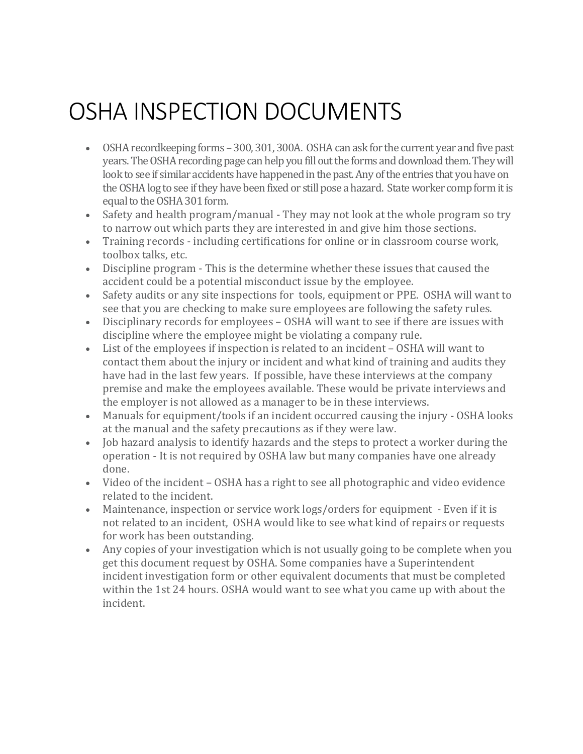# OSHA INSPECTION DOCUMENTS

- OSHA recordkeeping forms – 300, 301, 300A. OSHA can ask for the current year and five past years. The OSHA recording page can help you fill out the forms and download them. They will look to see if similar accidents have happened in the past. Any of the entries that you have on the OSHA log to see if they have been fixed or still pose a hazard. State worker comp form it is equal to the OSHA 301 form.
- Safety and health program/manual - They may not look at the whole program so try to narrow out which parts they are interested in and give him those sections.
- Training records - including certifications for online or in classroom course work, toolbox talks, etc.
- Discipline program - This is the determine whether these issues that caused the accident could be a potential misconduct issue by the employee.
- Safety audits or any site inspections for tools, equipment or PPE. OSHA will want to see that you are checking to make sure employees are following the safety rules.
- Disciplinary records for employees – OSHA will want to see if there are issues with discipline where the employee might be violating a company rule.
- List of the employees if inspection is related to an incident – OSHA will want to contact them about the injury or incident and what kind of training and audits they have had in the last few years. If possible, have these interviews at the company premise and make the employees available. These would be private interviews and the employer is not allowed as a manager to be in these interviews.
- Manuals for equipment/tools if an incident occurred causing the injury - OSHA looks at the manual and the safety precautions as if they were law.
- Job hazard analysis to identify hazards and the steps to protect a worker during the operation - It is not required by OSHA law but many companies have one already done.
- Video of the incident – OSHA has a right to see all photographic and video evidence related to the incident.
- Maintenance, inspection or service work logs/orders for equipment - Even if it is not related to an incident, OSHA would like to see what kind of repairs or requests for work has been outstanding.
- Any copies of your investigation which is not usually going to be complete when you get this document request by OSHA. Some companies have a Superintendent incident investigation form or other equivalent documents that must be completed within the 1st 24 hours. OSHA would want to see what you came up with about the incident.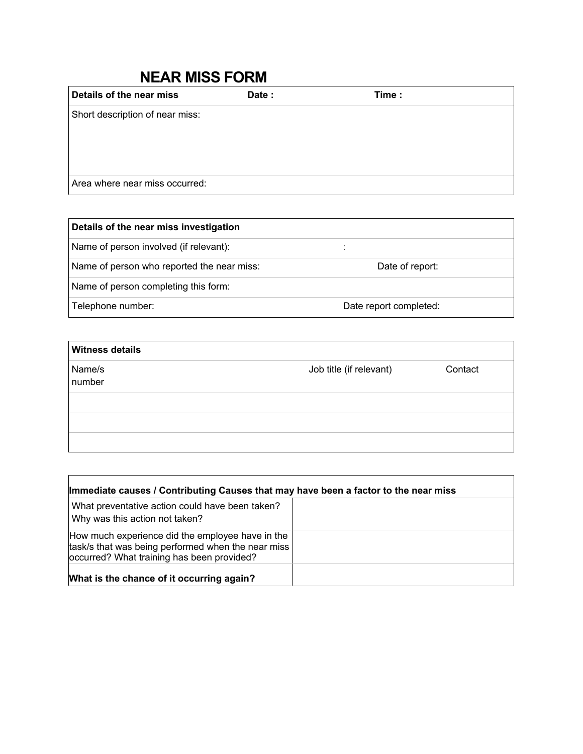# NEAR MISS FORM

| **Details of the near miss** | **Date :** | **Time :** |
|---|---|---|
| Short description of near miss: | | |
| Area where near miss occurred: | | |

| **Details of the near miss investigation** | |
|---|---|
| Name of person involved (if relevant): | : |
| Name of person who reported the near miss: | Date of report: |
| Name of person completing this form: | |
| Telephone number: | Date report completed: |

| **Witness details** | | |
|---|---|---|
| Name/s | Job title (if relevant) | Contact number |
| | | |
| | | |
| | | |

| **Immediate causes / Contributing Causes that may have been a factor to the near miss** | |
|---|---|
| What preventative action could have been taken? Why was this action not taken? | |
| How much experience did the employee have in the task/s that was being performed when the near miss occurred? What training has been provided? | |
| **What is the chance of it occurring again?** | |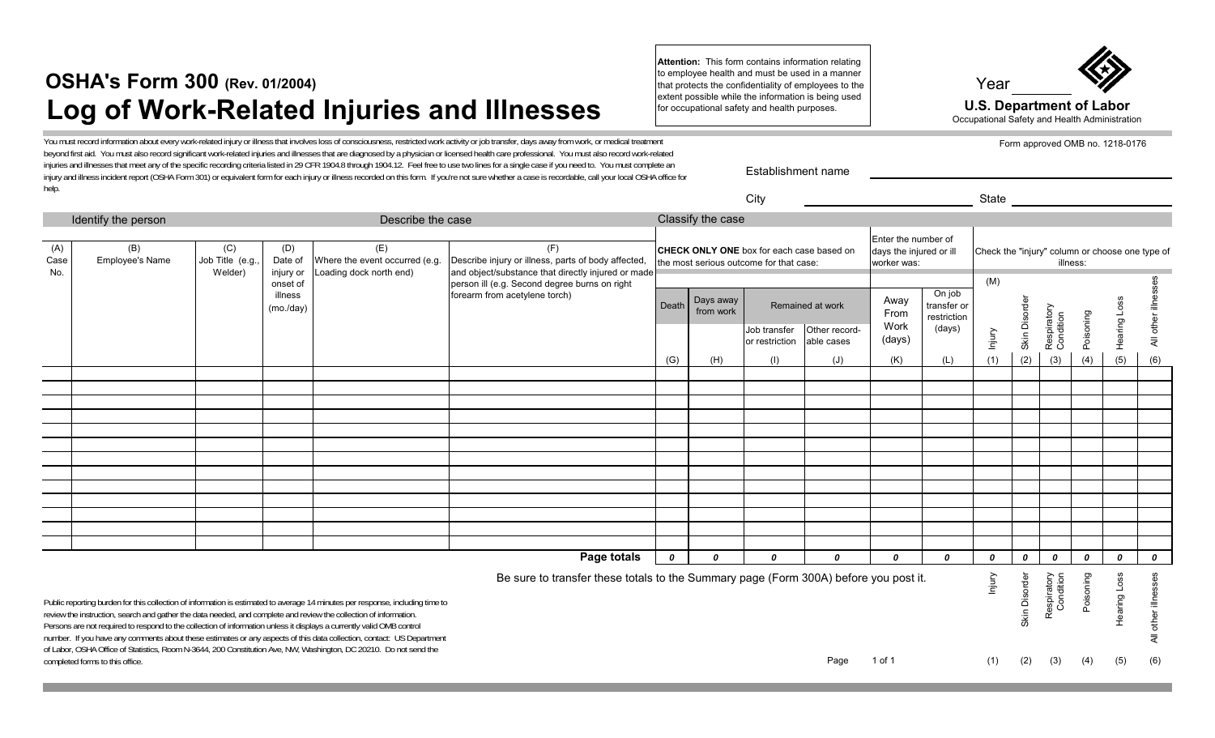# OSHA's Form 300 (Rev. 01/2004)

# Log of Work-Related Injuries and Illnesses

**Attention:** This form contains information relating to employee health and must be used in a manner that protects the confidentiality of employees to the extent possible while the information is being used for occupational safety and health purposes.

Year ______

**U.S. Department of Labor**
Occupational Safety and Health Administration

Form approved OMB no. 1218-0176

You must record information about every work-related injury or illness that involves loss of consciousness, restricted work activity or job transfer, days away from work, or medical treatment beyond first aid. You must also record significant work-related injuries and illnesses that are diagnosed by a physician or licensed health care professional. You must also record work-related injuries and illnesses that meet any of the specific recording criteria listed in 29 CFR 1904.8 through 1904.12. Feel free to use two lines for a single case if you need to. You must complete an injury and illness incident report (OSHA Form 301) or equivalent form for each injury or illness recorded on this form. If you're not sure whether a case is recordable, call your local OSHA office for help.

Establishment name ______________________

City ______________________ State ______________________

| Identify the person | | | Describe the case | | | Classify the case | | | | | | | | | | | |
|---|---|---|---|---|---|---|---|---|---|---|---|---|---|---|---|---|---|
| (A) Case No. | (B) Employee's Name | (C) Job Title (e.g., Welder) | (D) Date of injury or onset of illness (mo./day) | (E) Where the event occurred (e.g. Loading dock north end) | (F) Describe injury or illness, parts of body affected, and object/substance that directly injured or made person ill (e.g. Second degree burns on right forearm from acetylene torch) | **CHECK ONLY ONE** box for each case based on the most serious outcome for that case: | | | | Enter the number of days the injured or ill worker was: | | Check the "injury" column or choose one type of illness: | | | | | |
| | | | | | | Death | Days away from work | Remained at work: Job transfer or restriction | Remained at work: Other record-able cases | Away From Work (days) | On job transfer or restriction (days) | (M) Injury | Skin Disorder | Respiratory Condition | Poisoning | Hearing Loss | All other illnesses |
| | | | | | | (G) | (H) | (I) | (J) | (K) | (L) | (1) | (2) | (3) | (4) | (5) | (6) |
| | | | | | | | | | | | | | | | | | |
| | | | | | | | | | | | | | | | | | |
| | | | | | | | | | | | | | | | | | |
| | | | | | | | | | | | | | | | | | |
| | | | | | | | | | | | | | | | | | |
| | | | | | | | | | | | | | | | | | |
| | | | | | | | | | | | | | | | | | |
| | | | | | | | | | | | | | | | | | |
| | | | | | | | | | | | | | | | | | |
| | | | | | | | | | | | | | | | | | |
| | | | | | | | | | | | | | | | | | |
| | | | | | | | | | | | | | | | | | |
| | | | | | | | | | | | | | | | | | |
| | | | | | **Page totals** | 0 | 0 | 0 | 0 | 0 | 0 | 0 | 0 | 0 | 0 | 0 | 0 |

Be sure to transfer these totals to the Summary page (Form 300A) before you post it.

| Injury | Skin Disorder | Respiratory Condition | Poisoning | Hearing Loss | All other illnesses |
|---|---|---|---|---|---|
| (1) | (2) | (3) | (4) | (5) | (6) |

Public reporting burden for this collection of information is estimated to average 14 minutes per response, including time to review the instruction, search and gather the data needed, and complete and review the collection of information. Persons are not required to respond to the collection of information unless it displays a currently valid OMB control number. If you have any comments about these estimates or any aspects of this data collection, contact: US Department of Labor, OSHA Office of Statistics, Room N-3644, 200 Constitution Ave, NW, Washington, DC 20210. Do not send the completed forms to this office.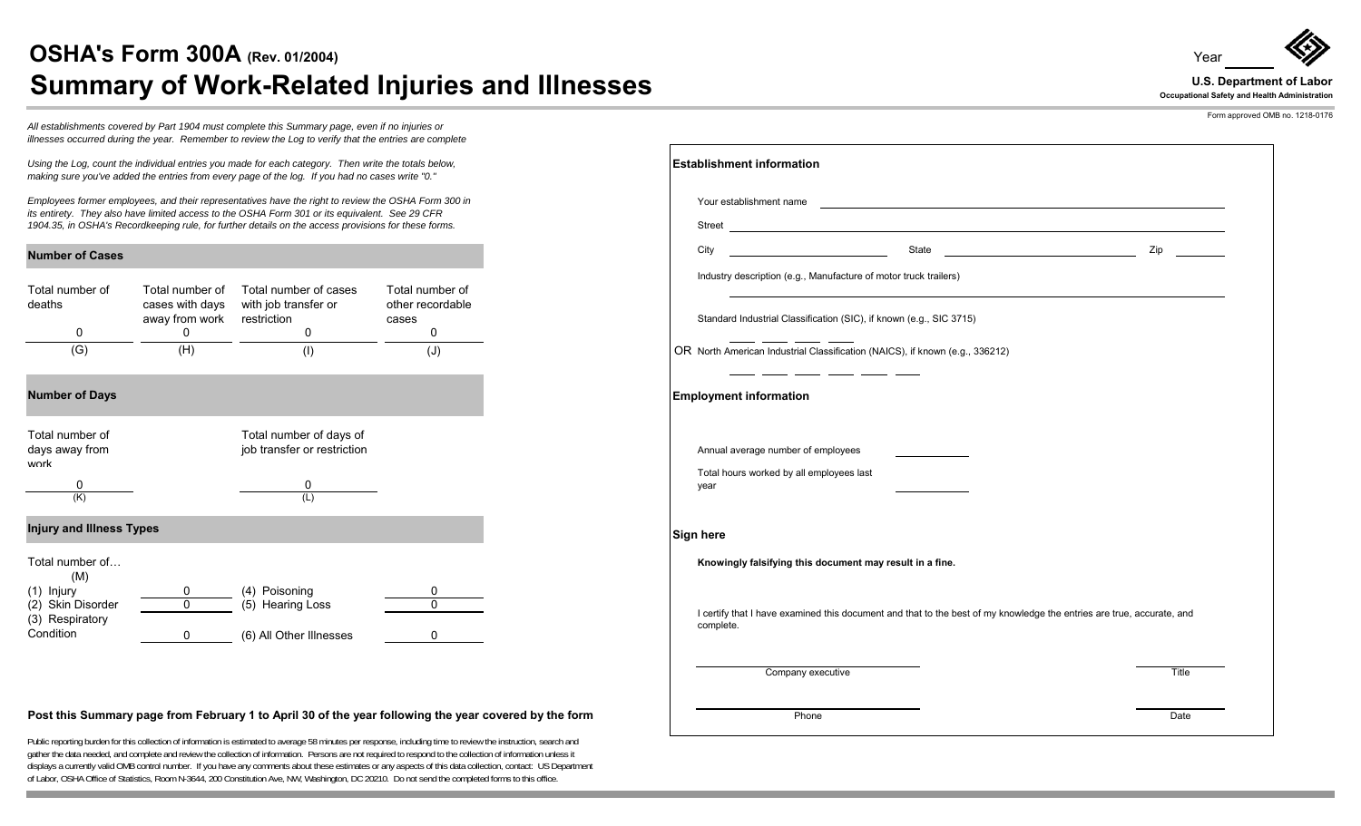# OSHA's Form 300A (Rev. 01/2004)

# Summary of Work-Related Injuries and Illnesses

Year ______

**U.S. Department of Labor**
**Occupational Safety and Health Administration**

Form approved OMB no. 1218-0176

*All establishments covered by Part 1904 must complete this Summary page, even if no injuries or illnesses occurred during the year. Remember to review the Log to verify that the entries are complete*

*Using the Log, count the individual entries you made for each category. Then write the totals below, making sure you've added the entries from every page of the log. If you had no cases write "0."*

*Employees former employees, and their representatives have the right to review the OSHA Form 300 in its entirety. They also have limited access to the OSHA Form 301 or its equivalent. See 29 CFR 1904.35, in OSHA's Recordkeeping rule, for further details on the access provisions for these forms.*

## Number of Cases

| Total number of deaths | Total number of cases with days away from work | Total number of cases with job transfer or restriction | Total number of other recordable cases |
|---|---|---|---|
| 0 | 0 | 0 | 0 |
| (G) | (H) | (I) | (J) |

## Number of Days

| Total number of days away from work | Total number of days of job transfer or restriction |
|---|---|
| 0 | 0 |
| (K) | (L) |

## Injury and Illness Types

Total number of…
(M)

| Type | Total | Type | Total |
|---|---|---|---|
| (1) Injury | 0 | (4) Poisoning | 0 |
| (2) Skin Disorder | 0 | (5) Hearing Loss | 0 |
| (3) Respiratory Condition | 0 | (6) All Other Illnesses | 0 |

**Post this Summary page from February 1 to April 30 of the year following the year covered by the form**

Public reporting burden for this collection of information is estimated to average 58 minutes per response, including time to review the instruction, search and gather the data needed, and complete and review the collection of information. Persons are not required to respond to the collection of information unless it displays a currently valid OMB control number. If you have any comments about these estimates or any aspects of this data collection, contact: US Department of Labor, OSHA Office of Statistics, Room N-3644, 200 Constitution Ave, NW, Washington, DC 20210. Do not send the completed forms to this office.

## Establishment information

Your establishment name ______________________

Street ______________________

City ____________ State ____________ Zip ________

Industry description (e.g., Manufacture of motor truck trailers)

______________________

Standard Industrial Classification (SIC), if known (e.g., SIC 3715)

___ ___ ___ ___

OR North American Industrial Classification (NAICS), if known (e.g., 336212)

___ ___ ___ ___ ___ ___

## Employment information

Annual average number of employees ________

Total hours worked by all employees last year ________

## Sign here

**Knowingly falsifying this document may result in a fine.**

I certify that I have examined this document and that to the best of my knowledge the entries are true, accurate, and complete.

______________________ Company executive ______________________ Title

______________________ Phone ______________________ Date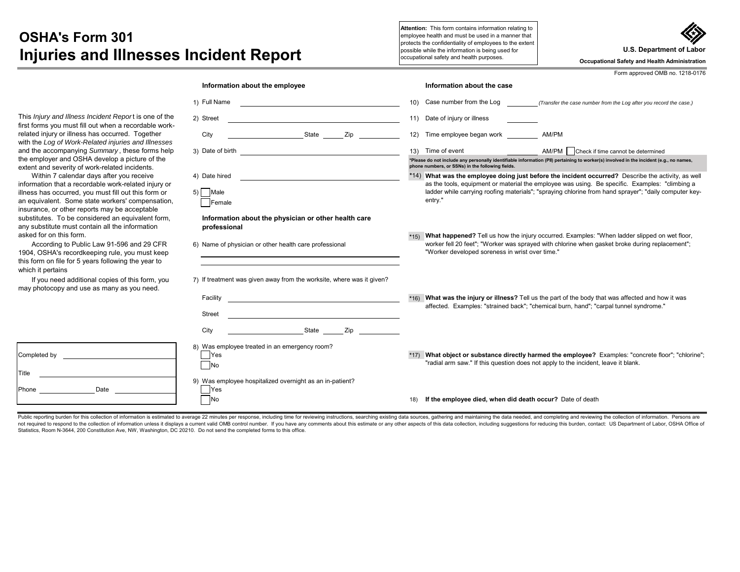# OSHA's Form 301
# Injuries and Illnesses Incident Report

**Attention:** This form contains information relating to employee health and must be used in a manner that protects the confidentiality of employees to the extent possible while the information is being used for occupational safety and health purposes.

**U.S. Department of Labor**

**Occupational Safety and Health Administration**

Form approved OMB no. 1218-0176

This *Injury and Illness Incident Report* is one of the first forms you must fill out when a recordable work-related injury or illness has occurred. Together with the *Log of Work-Related injuries and Illnesses* and the accompanying *Summary*, these forms help the employer and OSHA develop a picture of the extent and severity of work-related incidents.

Within 7 calendar days after you receive information that a recordable work-related injury or illness has occurred, you must fill out this form or an equivalent. Some state workers' compensation, insurance, or other reports may be acceptable substitutes. To be considered an equivalent form, any substitute must contain all the information asked for on this form.

According to Public Law 91-596 and 29 CFR 1904, OSHA's recordkeeping rule, you must keep this form on file for 5 years following the year to which it pertains

If you need additional copies of this form, you may photocopy and use as many as you need.

Completed by ______________________

Title ______________________

Phone ______________ Date ______________

### Information about the employee

1) Full Name ______________________

2) Street ______________________

City ______________ State ______ Zip ______

3) Date of birth ______________________

4) Date hired ______________________

5) ☐ Male
☐ Female

### Information about the physician or other health care professional

6) Name of physician or other health care professional

______________________

7) If treatment was given away from the worksite, where was it given?

Facility ______________________

Street ______________________

City ______________ State ______ Zip ______

8) Was employee treated in an emergency room?
☐ Yes
☐ No

9) Was employee hospitalized overnight as an in-patient?
☐ Yes
☐ No

### Information about the case

10) Case number from the Log ________ *(Transfer the case number from the Log after you record the case.)*

11) Date of injury or illness ________

12) Time employee began work ________ AM/PM

13) Time of event ________ AM/PM ☐ Check if time cannot be determined

**\*Please do not include any personally identifiable information (PII) pertaining to worker(s) involved in the incident (e.g., no names, phone numbers, or SSNs) in the following fields.**

*14) **What was the employee doing just before the incident occurred?** Describe the activity, as well as the tools, equipment or material the employee was using. Be specific. Examples: "climbing a ladder while carrying roofing materials"; "spraying chlorine from hand sprayer"; "daily computer key-entry."

*15) **What happened?** Tell us how the injury occurred. Examples: "When ladder slipped on wet floor, worker fell 20 feet"; "Worker was sprayed with chlorine when gasket broke during replacement"; "Worker developed soreness in wrist over time."

*16) **What was the injury or illness?** Tell us the part of the body that was affected and how it was affected. Examples: "strained back"; "chemical burn, hand"; "carpal tunnel syndrome."

*17) **What object or substance directly harmed the employee?** Examples: "concrete floor"; "chlorine"; "radial arm saw." If this question does not apply to the incident, leave it blank.

18) **If the employee died, when did death occur?** Date of death

Public reporting burden for this collection of information is estimated to average 22 minutes per response, including time for reviewing instructions, searching existing data sources, gathering and maintaining the data needed, and completing and reviewing the collection of information. Persons are not required to respond to the collection of information unless it displays a current valid OMB control number. If you have any comments about this estimate or any other aspects of this data collection, including suggestions for reducing this burden, contact: US Department of Labor, OSHA Office of Statistics, Room N-3644, 200 Constitution Ave, NW, Washington, DC 20210. Do not send the completed forms to this office.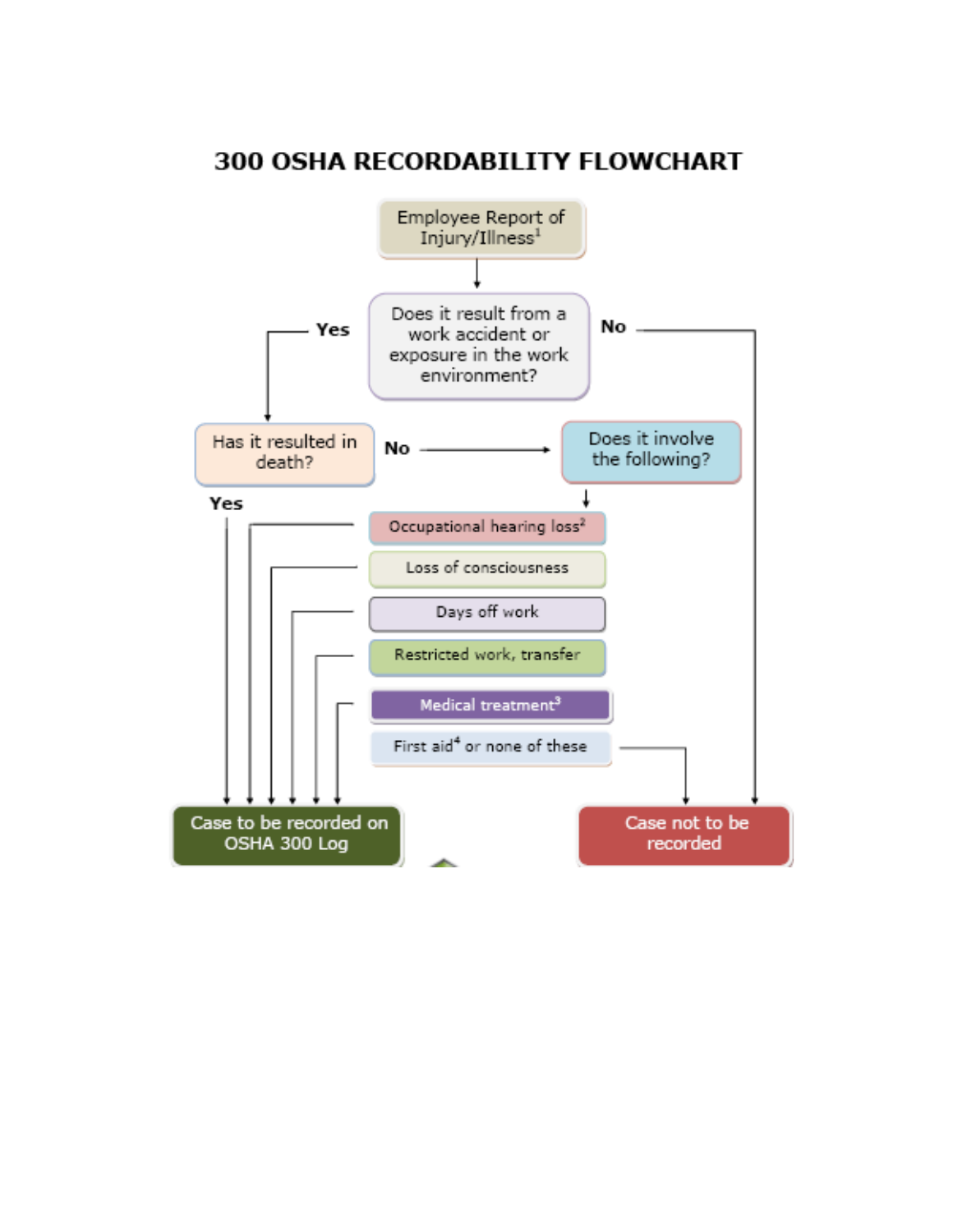# 300 OSHA RECORDABILITY FLOWCHART

Employee Report of Injury/Illness[1]

Does it result from a work accident or exposure in the work environment?

Yes

No

Has it resulted in death?

No

Yes

Does it involve the following?

Occupational hearing loss[2]

Loss of consciousness

Days off work

Restricted work, transfer

Medical treatment[3]

First aid[4] or none of these

Case to be recorded on OSHA 300 Log

Case not to be recorded